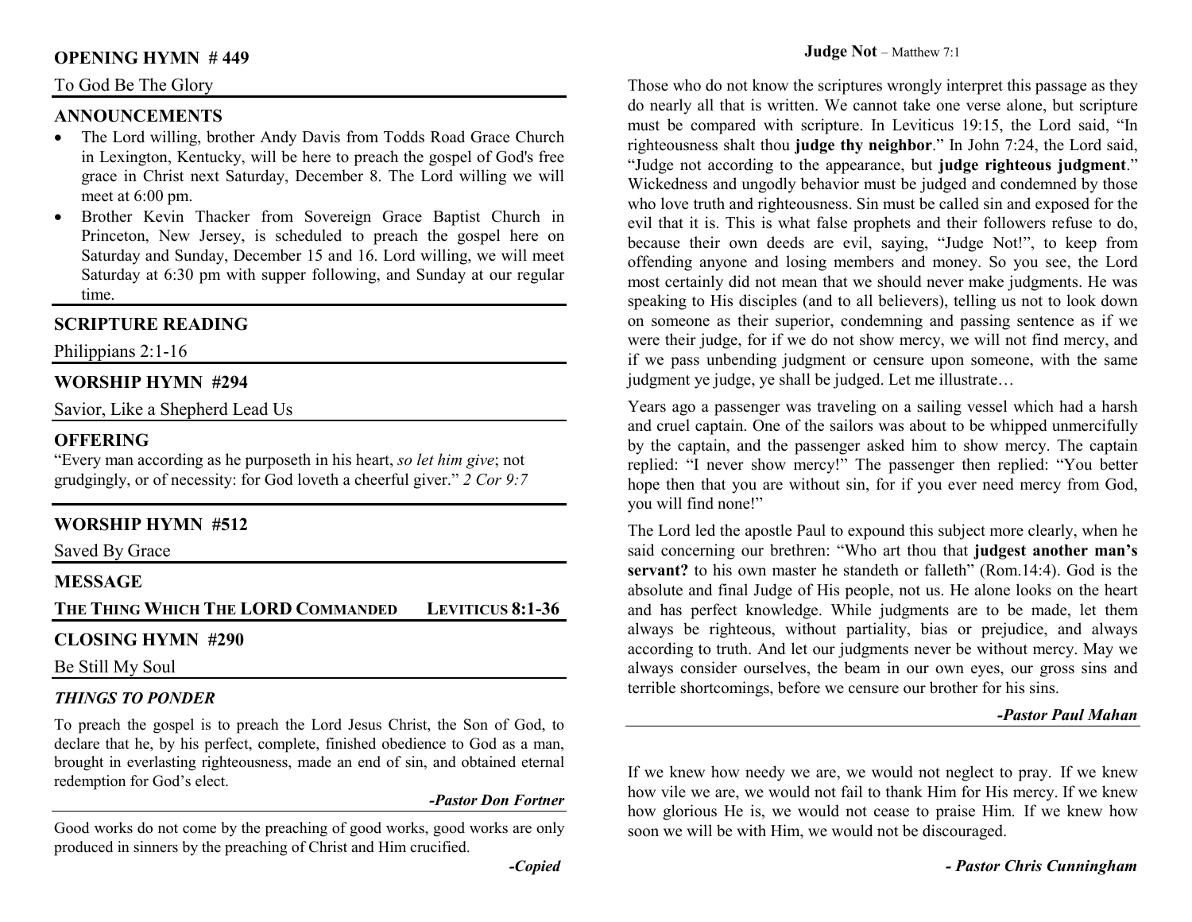## OPENING HYMN # 449

To God Be The Glory

## ANNOUNCEMENTS

- The Lord willing, brother Andy Davis from Todds Road Grace Church in Lexington, Kentucky, will be here to preach the gospel of God's free grace in Christ next Saturday, December 8. The Lord willing we will meet at 6:00 pm.
- Brother Kevin Thacker from Sovereign Grace Baptist Church in Princeton, New Jersey, is scheduled to preach the gospel here on Saturday and Sunday, December 15 and 16. Lord willing, we will meet Saturday at 6:30 pm with supper following, and Sunday at our regular time.

## SCRIPTURE READING

Philippians 2:1-16

## WORSHIP HYMN #294

Savior, Like a Shepherd Lead Us

## OFFERING

"Every man according as he purposeth in his heart, *so let him give*; not grudgingly, or of necessity: for God loveth a cheerful giver." *2 Cor 9:7*

## WORSHIP HYMN #512

Saved By Grace

## MESSAGE

**THE THING WHICH THE LORD COMMANDED — LEVITICUS 8:1-36**

## CLOSING HYMN #290

Be Still My Soul

### *THINGS TO PONDER*

To preach the gospel is to preach the Lord Jesus Christ, the Son of God, to declare that he, by his perfect, complete, finished obedience to God as a man, brought in everlasting righteousness, made an end of sin, and obtained eternal redemption for God's elect.

***-Pastor Don Fortner***

Good works do not come by the preaching of good works, good works are only produced in sinners by the preaching of Christ and Him crucified.

***-Copied***

### Judge Not – Matthew 7:1

Those who do not know the scriptures wrongly interpret this passage as they do nearly all that is written. We cannot take one verse alone, but scripture must be compared with scripture. In Leviticus 19:15, the Lord said, "In righteousness shalt thou **judge thy neighbor**." In John 7:24, the Lord said, "Judge not according to the appearance, but **judge righteous judgment**." Wickedness and ungodly behavior must be judged and condemned by those who love truth and righteousness. Sin must be called sin and exposed for the evil that it is. This is what false prophets and their followers refuse to do, because their own deeds are evil, saying, "Judge Not!", to keep from offending anyone and losing members and money. So you see, the Lord most certainly did not mean that we should never make judgments. He was speaking to His disciples (and to all believers), telling us not to look down on someone as their superior, condemning and passing sentence as if we were their judge, for if we do not show mercy, we will not find mercy, and if we pass unbending judgment or censure upon someone, with the same judgment ye judge, ye shall be judged. Let me illustrate…

Years ago a passenger was traveling on a sailing vessel which had a harsh and cruel captain. One of the sailors was about to be whipped unmercifully by the captain, and the passenger asked him to show mercy. The captain replied: "I never show mercy!" The passenger then replied: "You better hope then that you are without sin, for if you ever need mercy from God, you will find none!"

The Lord led the apostle Paul to expound this subject more clearly, when he said concerning our brethren: "Who art thou that **judgest another man's servant?** to his own master he standeth or falleth" (Rom.14:4). God is the absolute and final Judge of His people, not us. He alone looks on the heart and has perfect knowledge. While judgments are to be made, let them always be righteous, without partiality, bias or prejudice, and always according to truth. And let our judgments never be without mercy. May we always consider ourselves, the beam in our own eyes, our gross sins and terrible shortcomings, before we censure our brother for his sins.

***-Pastor Paul Mahan***

If we knew how needy we are, we would not neglect to pray. If we knew how vile we are, we would not fail to thank Him for His mercy. If we knew how glorious He is, we would not cease to praise Him. If we knew how soon we will be with Him, we would not be discouraged.

***- Pastor Chris Cunningham***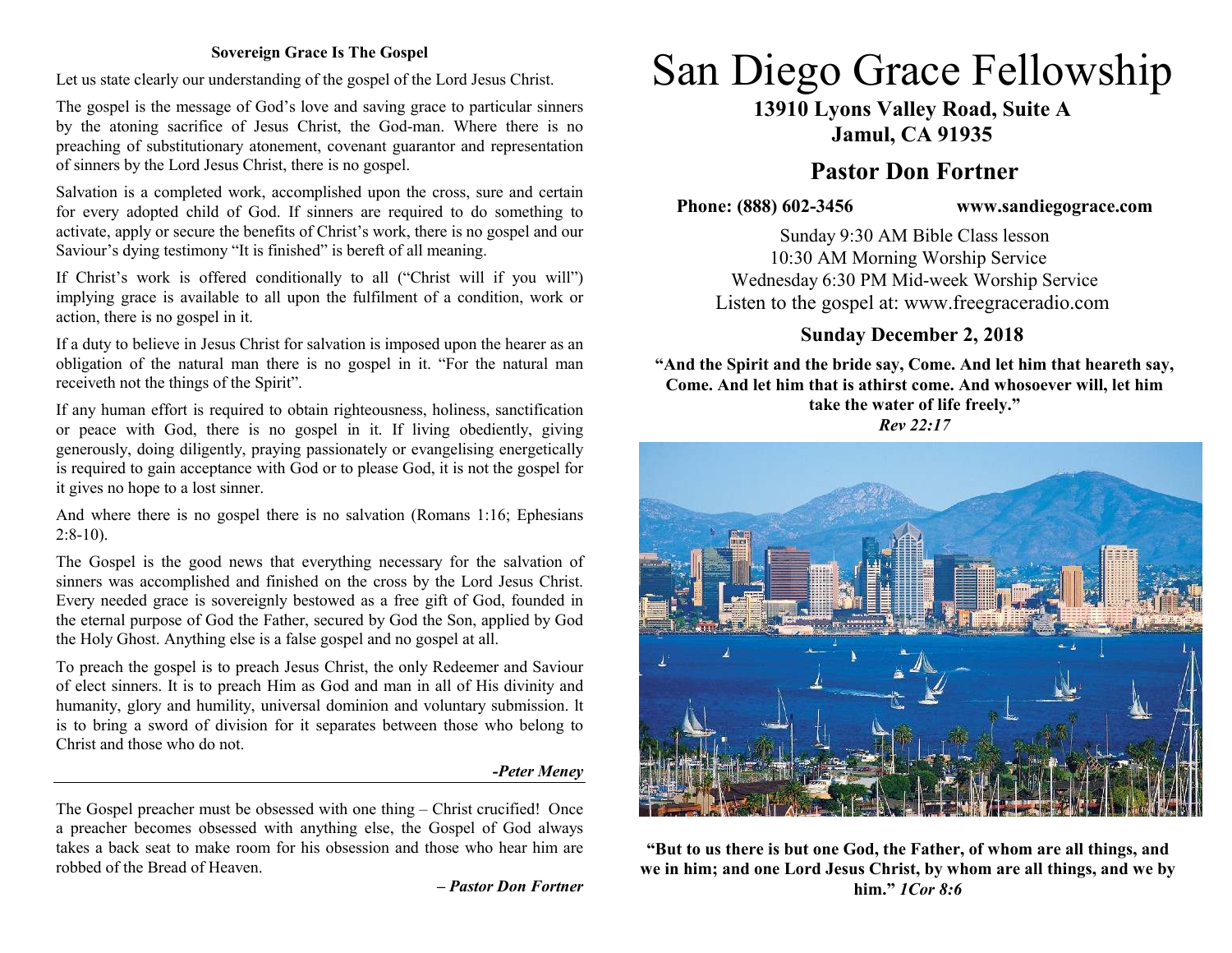### Sovereign Grace Is The Gospel

Let us state clearly our understanding of the gospel of the Lord Jesus Christ.

The gospel is the message of God's love and saving grace to particular sinners by the atoning sacrifice of Jesus Christ, the God-man. Where there is no preaching of substitutionary atonement, covenant guarantor and representation of sinners by the Lord Jesus Christ, there is no gospel.

Salvation is a completed work, accomplished upon the cross, sure and certain for every adopted child of God. If sinners are required to do something to activate, apply or secure the benefits of Christ's work, there is no gospel and our Saviour's dying testimony "It is finished" is bereft of all meaning.

If Christ's work is offered conditionally to all ("Christ will if you will") implying grace is available to all upon the fulfilment of a condition, work or action, there is no gospel in it.

If a duty to believe in Jesus Christ for salvation is imposed upon the hearer as an obligation of the natural man there is no gospel in it. "For the natural man receiveth not the things of the Spirit".

If any human effort is required to obtain righteousness, holiness, sanctification or peace with God, there is no gospel in it. If living obediently, giving generously, doing diligently, praying passionately or evangelising energetically is required to gain acceptance with God or to please God, it is not the gospel for it gives no hope to a lost sinner.

And where there is no gospel there is no salvation (Romans 1:16; Ephesians 2:8-10).

The Gospel is the good news that everything necessary for the salvation of sinners was accomplished and finished on the cross by the Lord Jesus Christ. Every needed grace is sovereignly bestowed as a free gift of God, founded in the eternal purpose of God the Father, secured by God the Son, applied by God the Holy Ghost. Anything else is a false gospel and no gospel at all.

To preach the gospel is to preach Jesus Christ, the only Redeemer and Saviour of elect sinners. It is to preach Him as God and man in all of His divinity and humanity, glory and humility, universal dominion and voluntary submission. lt is to bring a sword of division for it separates between those who belong to Christ and those who do not.

***-Peter Meney***

---

The Gospel preacher must be obsessed with one thing – Christ crucified! Once a preacher becomes obsessed with anything else, the Gospel of God always takes a back seat to make room for his obsession and those who hear him are robbed of the Bread of Heaven.

***– Pastor Don Fortner***

# San Diego Grace Fellowship

**13910 Lyons Valley Road, Suite A**
**Jamul, CA 91935**

## Pastor Don Fortner

**Phone: (888) 602-3456** **www.sandiegograce.com**

Sunday 9:30 AM Bible Class lesson
10:30 AM Morning Worship Service
Wednesday 6:30 PM Mid-week Worship Service
Listen to the gospel at: www.freegraceradio.com

### Sunday December 2, 2018

**"And the Spirit and the bride say, Come. And let him that heareth say, Come. And let him that is athirst come. And whosoever will, let him take the water of life freely."**
***Rev 22:17***

**"But to us there is but one God, the Father, of whom are all things, and we in him; and one Lord Jesus Christ, by whom are all things, and we by him."** ***1Cor 8:6***